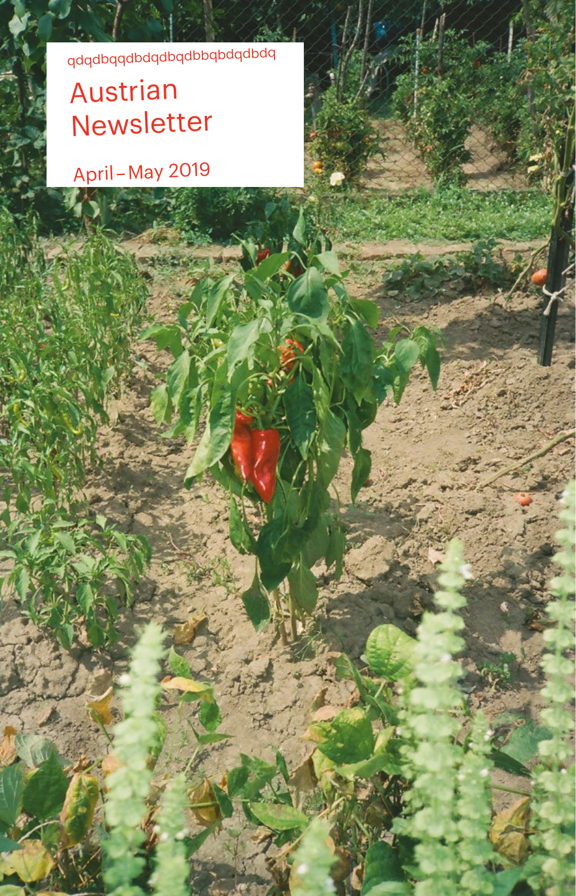qdqdbqqdbdqdbqdbbqbdqdbdq

# Austrian Newsletter

April – May 2019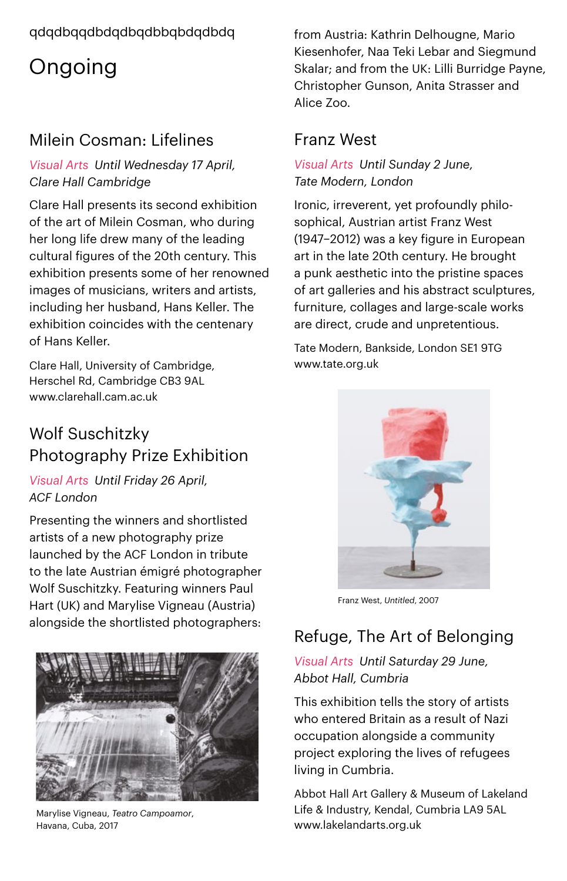qdqdbqqdbdqdbqdbbqbdqdbdq

# Ongoing

## Milein Cosman: Lifelines

*Visual Arts Until Wednesday 17 April, Clare Hall Cambridge*

Clare Hall presents its second exhibition of the art of Milein Cosman, who during her long life drew many of the leading cultural figures of the 20th century. This exhibition presents some of her renowned images of musicians, writers and artists, including her husband, Hans Keller. The exhibition coincides with the centenary of Hans Keller.

Clare Hall, University of Cambridge, Herschel Rd, Cambridge CB3 9AL
www.clarehall.cam.ac.uk

## Wolf Suschitzky Photography Prize Exhibition

*Visual Arts Until Friday 26 April, ACF London*

Presenting the winners and shortlisted artists of a new photography prize launched by the ACF London in tribute to the late Austrian émigré photographer Wolf Suschitzky. Featuring winners Paul Hart (UK) and Marylise Vigneau (Austria) alongside the shortlisted photographers: from Austria: Kathrin Delhougne, Mario Kiesenhofer, Naa Teki Lebar and Siegmund Skalar; and from the UK: Lilli Burridge Payne, Christopher Gunson, Anita Strasser and Alice Zoo.

Marylise Vigneau, *Teatro Campoamor*, Havana, Cuba, 2017

## Franz West

*Visual Arts Until Sunday 2 June, Tate Modern, London*

Ironic, irreverent, yet profoundly philosophical, Austrian artist Franz West (1947–2012) was a key figure in European art in the late 20th century. He brought a punk aesthetic into the pristine spaces of art galleries and his abstract sculptures, furniture, collages and large-scale works are direct, crude and unpretentious.

Tate Modern, Bankside, London SE1 9TG
www.tate.org.uk

Franz West, *Untitled*, 2007

## Refuge, The Art of Belonging

*Visual Arts Until Saturday 29 June, Abbot Hall, Cumbria*

This exhibition tells the story of artists who entered Britain as a result of Nazi occupation alongside a community project exploring the lives of refugees living in Cumbria.

Abbot Hall Art Gallery & Museum of Lakeland Life & Industry, Kendal, Cumbria LA9 5AL
www.lakelandarts.org.uk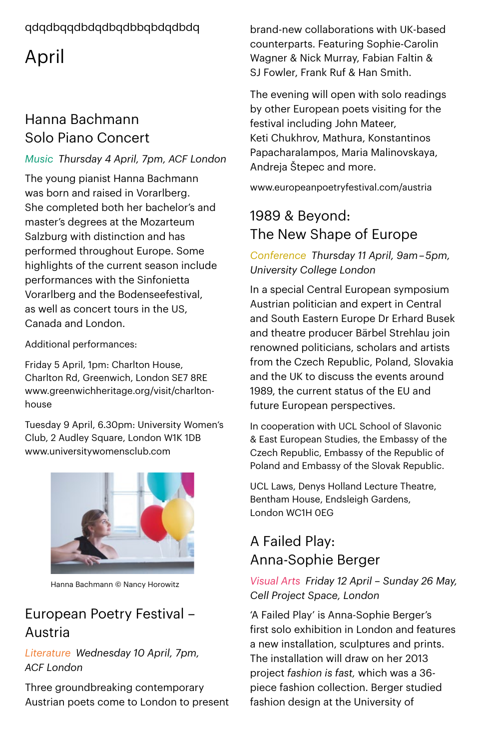qdqdbqqdbdqdbqdbbqbdqdbdq

# April

## Hanna Bachmann Solo Piano Concert

*Music* *Thursday 4 April, 7pm, ACF London*

The young pianist Hanna Bachmann was born and raised in Vorarlberg. She completed both her bachelor's and master's degrees at the Mozarteum Salzburg with distinction and has performed throughout Europe. Some highlights of the current season include performances with the Sinfonietta Vorarlberg and the Bodenseefestival, as well as concert tours in the US, Canada and London.

Additional performances:

Friday 5 April, 1pm: Charlton House, Charlton Rd, Greenwich, London SE7 8RE www.greenwichheritage.org/visit/charlton-house

Tuesday 9 April, 6.30pm: University Women's Club, 2 Audley Square, London W1K 1DB www.universitywomensclub.com

Hanna Bachmann © Nancy Horowitz

## European Poetry Festival – Austria

*Literature* *Wednesday 10 April, 7pm, ACF London*

Three groundbreaking contemporary Austrian poets come to London to present brand-new collaborations with UK-based counterparts. Featuring Sophie-Carolin Wagner & Nick Murray, Fabian Faltin & SJ Fowler, Frank Ruf & Han Smith.

The evening will open with solo readings by other European poets visiting for the festival including John Mateer, Keti Chukhrov, Mathura, Konstantinos Papacharalampos, Maria Malinovskaya, Andreja Štepec and more.

www.europeanpoetryfestival.com/austria

## 1989 & Beyond: The New Shape of Europe

*Conference* *Thursday 11 April, 9am–5pm, University College London*

In a special Central European symposium Austrian politician and expert in Central and South Eastern Europe Dr Erhard Busek and theatre producer Bärbel Strehlau join renowned politicians, scholars and artists from the Czech Republic, Poland, Slovakia and the UK to discuss the events around 1989, the current status of the EU and future European perspectives.

In cooperation with UCL School of Slavonic & East European Studies, the Embassy of the Czech Republic, Embassy of the Republic of Poland and Embassy of the Slovak Republic.

UCL Laws, Denys Holland Lecture Theatre, Bentham House, Endsleigh Gardens, London WC1H 0EG

## A Failed Play: Anna-Sophie Berger

*Visual Arts* *Friday 12 April – Sunday 26 May, Cell Project Space, London*

'A Failed Play' is Anna-Sophie Berger's first solo exhibition in London and features a new installation, sculptures and prints. The installation will draw on her 2013 project *fashion is fast,* which was a 36-piece fashion collection. Berger studied fashion design at the University of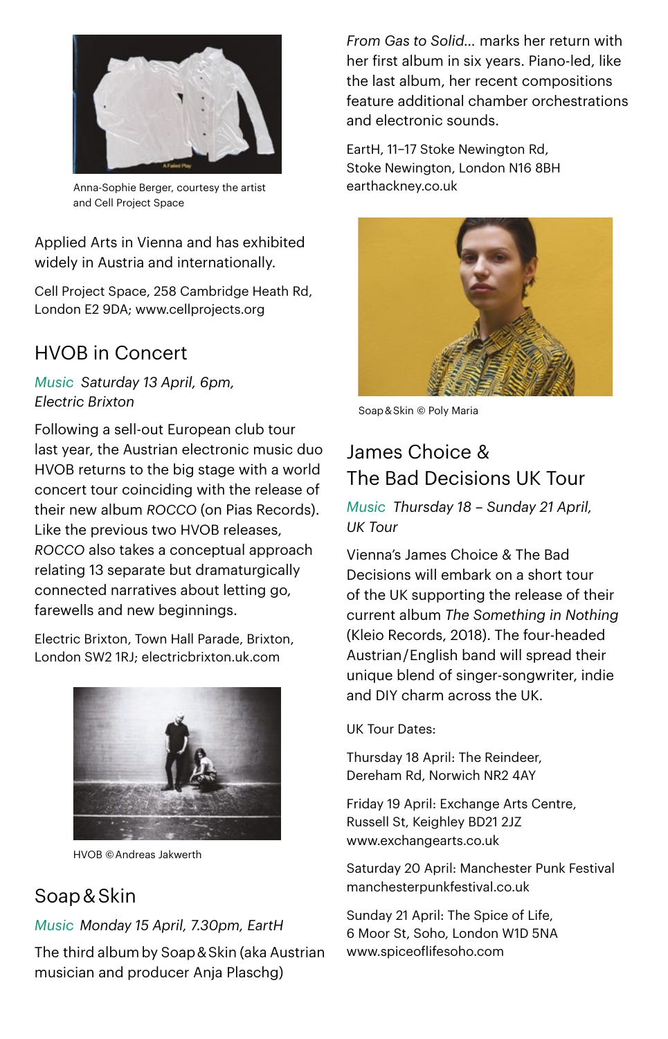Anna-Sophie Berger, courtesy the artist and Cell Project Space

Applied Arts in Vienna and has exhibited widely in Austria and internationally.

Cell Project Space, 258 Cambridge Heath Rd, London E2 9DA; www.cellprojects.org

## HVOB in Concert

*Music Saturday 13 April, 6pm, Electric Brixton*

Following a sell-out European club tour last year, the Austrian electronic music duo HVOB returns to the big stage with a world concert tour coinciding with the release of their new album *ROCCO* (on Pias Records). Like the previous two HVOB releases, *ROCCO* also takes a conceptual approach relating 13 separate but dramaturgically connected narratives about letting go, farewells and new beginnings.

Electric Brixton, Town Hall Parade, Brixton, London SW2 1RJ; electricbrixton.uk.com

HVOB © Andreas Jakwerth

## Soap & Skin

*Music Monday 15 April, 7.30pm, EartH*

The third album by Soap & Skin (aka Austrian musician and producer Anja Plaschg) *From Gas to Solid...* marks her return with her first album in six years. Piano-led, like the last album, her recent compositions feature additional chamber orchestrations and electronic sounds.

EartH, 11–17 Stoke Newington Rd, Stoke Newington, London N16 8BH earthackney.co.uk

Soap & Skin © Poly Maria

## James Choice & The Bad Decisions UK Tour

*Music Thursday 18 – Sunday 21 April, UK Tour*

Vienna's James Choice & The Bad Decisions will embark on a short tour of the UK supporting the release of their current album *The Something in Nothing* (Kleio Records, 2018). The four-headed Austrian/English band will spread their unique blend of singer-songwriter, indie and DIY charm across the UK.

UK Tour Dates:

Thursday 18 April: The Reindeer, Dereham Rd, Norwich NR2 4AY

Friday 19 April: Exchange Arts Centre, Russell St, Keighley BD21 2JZ www.exchangearts.co.uk

Saturday 20 April: Manchester Punk Festival manchesterpunkfestival.co.uk

Sunday 21 April: The Spice of Life, 6 Moor St, Soho, London W1D 5NA www.spiceoflifesoho.com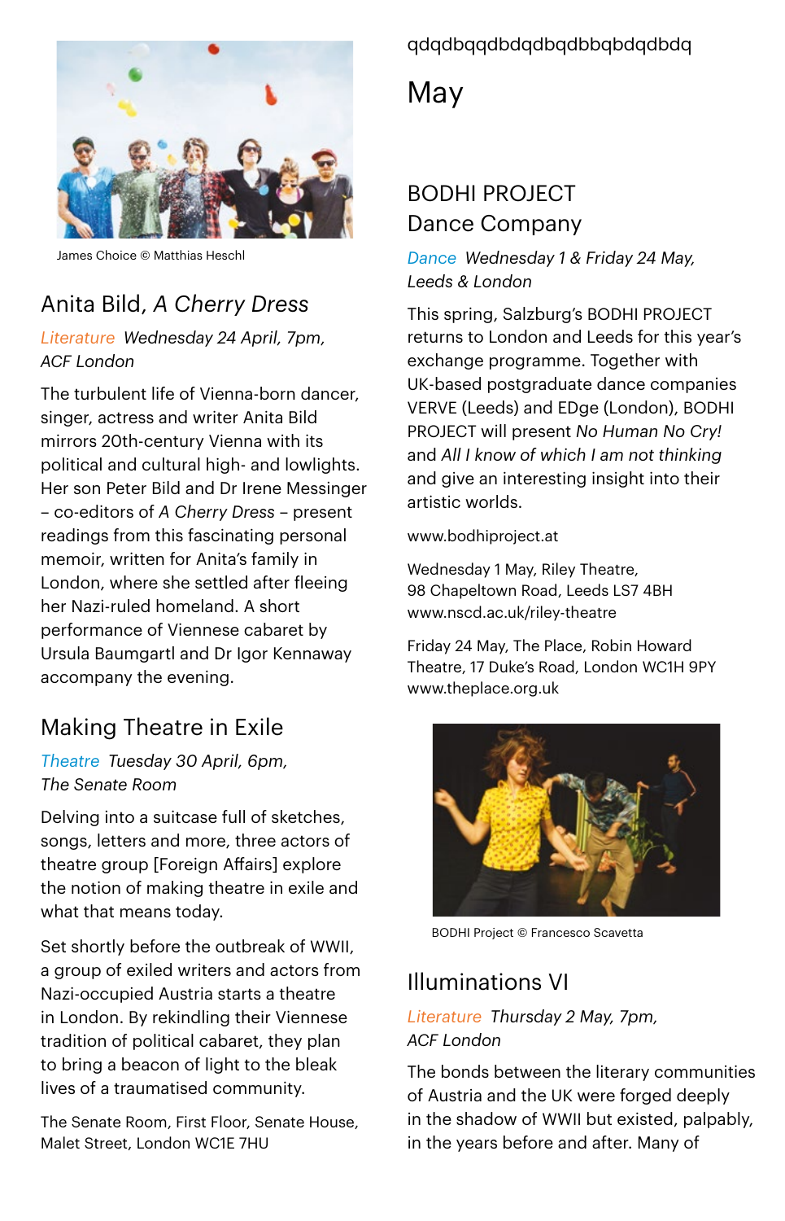James Choice © Matthias Heschl

## Anita Bild, *A Cherry Dress*

*Literature Wednesday 24 April, 7pm, ACF London*

The turbulent life of Vienna-born dancer, singer, actress and writer Anita Bild mirrors 20th-century Vienna with its political and cultural high- and lowlights. Her son Peter Bild and Dr Irene Messinger – co-editors of *A Cherry Dress* – present readings from this fascinating personal memoir, written for Anita's family in London, where she settled after fleeing her Nazi-ruled homeland. A short performance of Viennese cabaret by Ursula Baumgartl and Dr Igor Kennaway accompany the evening.

## Making Theatre in Exile

*Theatre Tuesday 30 April, 6pm, The Senate Room*

Delving into a suitcase full of sketches, songs, letters and more, three actors of theatre group [Foreign Affairs] explore the notion of making theatre in exile and what that means today.

Set shortly before the outbreak of WWII, a group of exiled writers and actors from Nazi-occupied Austria starts a theatre in London. By rekindling their Viennese tradition of political cabaret, they plan to bring a beacon of light to the bleak lives of a traumatised community.

The Senate Room, First Floor, Senate House, Malet Street, London WC1E 7HU

qdqdbqqdbdqdbqdbbqbdqdbdq

# May

## BODHI PROJECT Dance Company

*Dance Wednesday 1 & Friday 24 May, Leeds & London*

This spring, Salzburg's BODHI PROJECT returns to London and Leeds for this year's exchange programme. Together with UK-based postgraduate dance companies VERVE (Leeds) and EDge (London), BODHI PROJECT will present *No Human No Cry!* and *All I know of which I am not thinking* and give an interesting insight into their artistic worlds.

www.bodhiproject.at

Wednesday 1 May, Riley Theatre, 98 Chapeltown Road, Leeds LS7 4BH
www.nscd.ac.uk/riley-theatre

Friday 24 May, The Place, Robin Howard Theatre, 17 Duke's Road, London WC1H 9PY
www.theplace.org.uk

BODHI Project © Francesco Scavetta

## Illuminations VI

*Literature Thursday 2 May, 7pm, ACF London*

The bonds between the literary communities of Austria and the UK were forged deeply in the shadow of WWII but existed, palpably, in the years before and after. Many of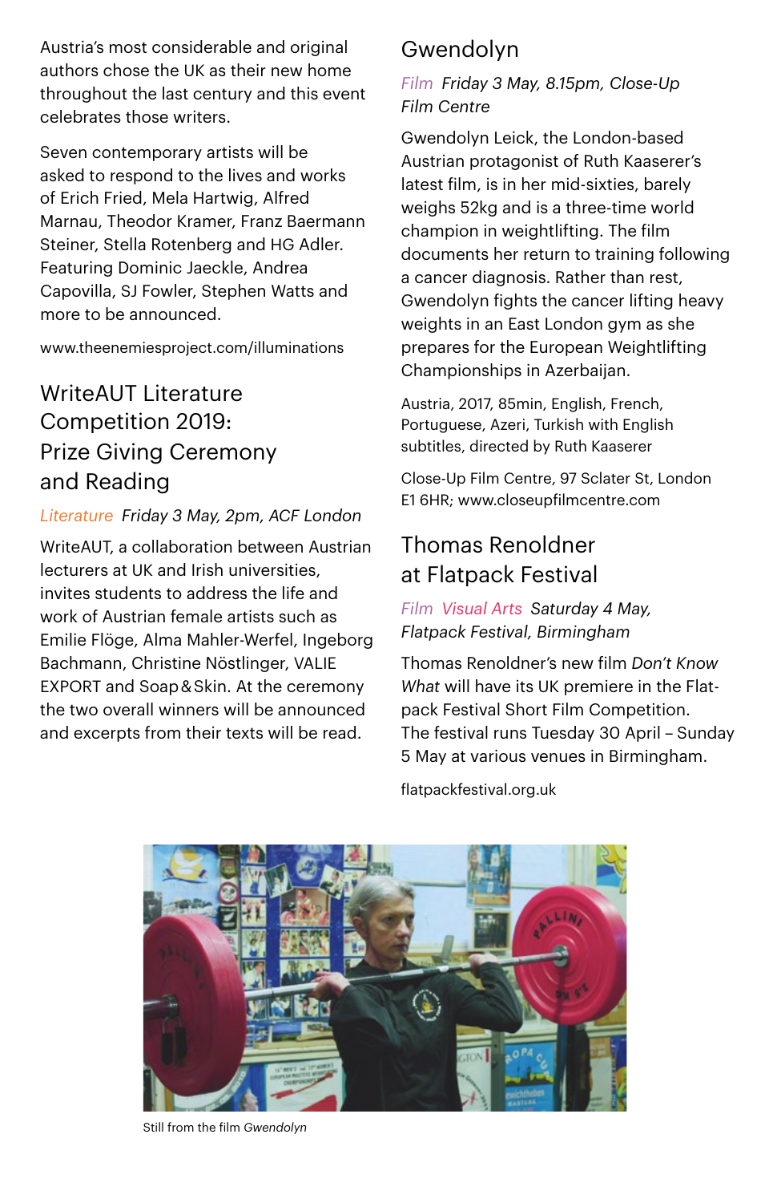Austria's most considerable and original authors chose the UK as their new home throughout the last century and this event celebrates those writers.

Seven contemporary artists will be asked to respond to the lives and works of Erich Fried, Mela Hartwig, Alfred Marnau, Theodor Kramer, Franz Baermann Steiner, Stella Rotenberg and HG Adler. Featuring Dominic Jaeckle, Andrea Capovilla, SJ Fowler, Stephen Watts and more to be announced.

www.theenemiesproject.com/illuminations

## WriteAUT Literature Competition 2019: Prize Giving Ceremony and Reading

*Literature Friday 3 May, 2pm, ACF London*

WriteAUT, a collaboration between Austrian lecturers at UK and Irish universities, invites students to address the life and work of Austrian female artists such as Emilie Flöge, Alma Mahler-Werfel, Ingeborg Bachmann, Christine Nöstlinger, VALIE EXPORT and Soap&Skin. At the ceremony the two overall winners will be announced and excerpts from their texts will be read.

## Gwendolyn

*Film Friday 3 May, 8.15pm, Close-Up Film Centre*

Gwendolyn Leick, the London-based Austrian protagonist of Ruth Kaaserer's latest film, is in her mid-sixties, barely weighs 52kg and is a three-time world champion in weightlifting. The film documents her return to training following a cancer diagnosis. Rather than rest, Gwendolyn fights the cancer lifting heavy weights in an East London gym as she prepares for the European Weightlifting Championships in Azerbaijan.

Austria, 2017, 85min, English, French, Portuguese, Azeri, Turkish with English subtitles, directed by Ruth Kaaserer

Close-Up Film Centre, 97 Sclater St, London E1 6HR; www.closeupfilmcentre.com

## Thomas Renoldner at Flatpack Festival

*Film Visual Arts Saturday 4 May, Flatpack Festival, Birmingham*

Thomas Renoldner's new film *Don't Know What* will have its UK premiere in the Flatpack Festival Short Film Competition. The festival runs Tuesday 30 April – Sunday 5 May at various venues in Birmingham.

flatpackfestival.org.uk

Still from the film *Gwendolyn*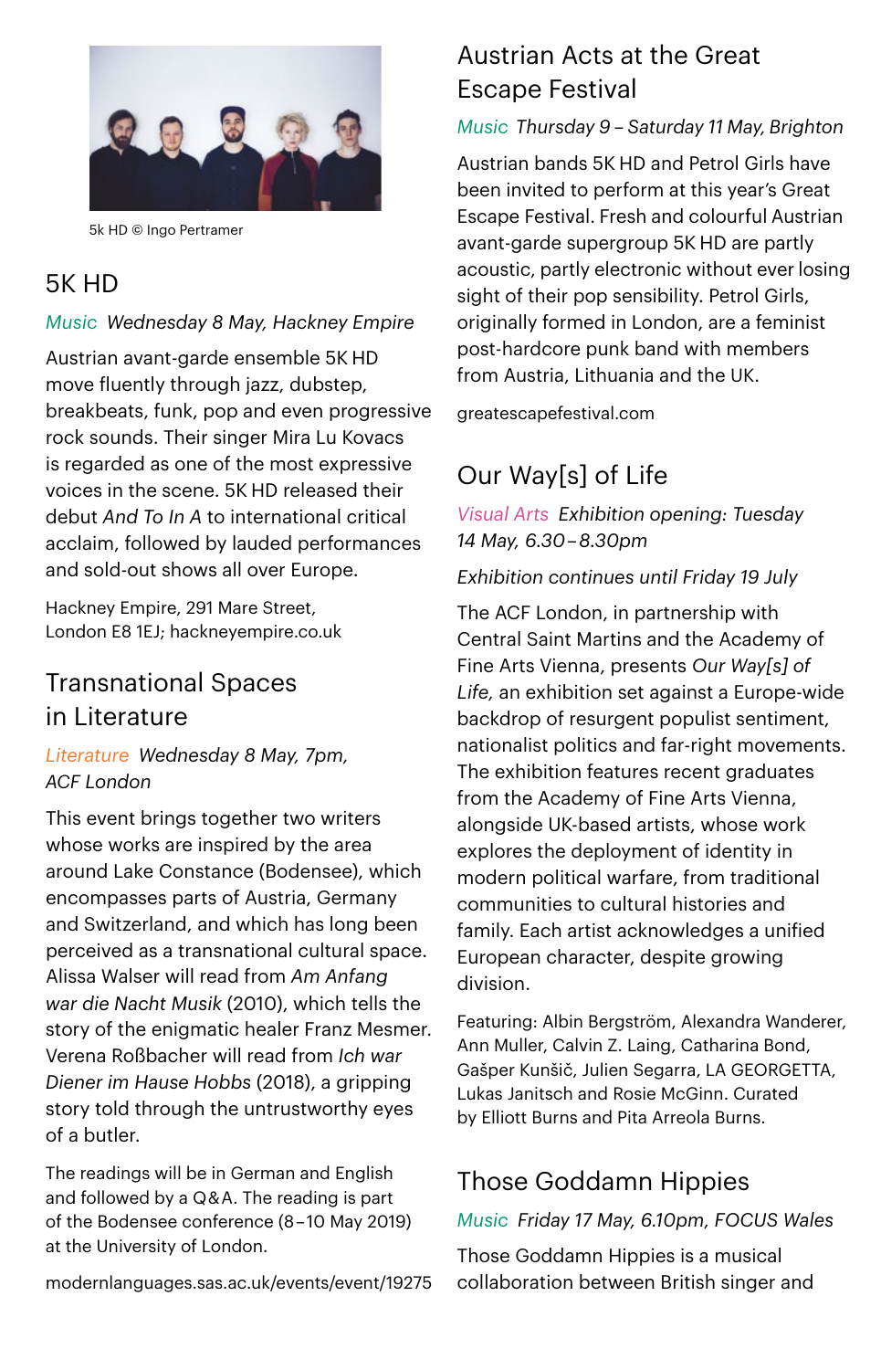5k HD © Ingo Pertramer

## 5K HD

*Music* *Wednesday 8 May, Hackney Empire*

Austrian avant-garde ensemble 5K HD move fluently through jazz, dubstep, breakbeats, funk, pop and even progressive rock sounds. Their singer Mira Lu Kovacs is regarded as one of the most expressive voices in the scene. 5K HD released their debut *And To In A* to international critical acclaim, followed by lauded performances and sold-out shows all over Europe.

Hackney Empire, 291 Mare Street, London E8 1EJ; hackneyempire.co.uk

## Transnational Spaces in Literature

*Literature* *Wednesday 8 May, 7pm, ACF London*

This event brings together two writers whose works are inspired by the area around Lake Constance (Bodensee), which encompasses parts of Austria, Germany and Switzerland, and which has long been perceived as a transnational cultural space. Alissa Walser will read from *Am Anfang war die Nacht Musik* (2010), which tells the story of the enigmatic healer Franz Mesmer. Verena Roßbacher will read from *Ich war Diener im Hause Hobbs* (2018), a gripping story told through the untrustworthy eyes of a butler.

The readings will be in German and English and followed by a Q&A. The reading is part of the Bodensee conference (8–10 May 2019) at the University of London.

modernlanguages.sas.ac.uk/events/event/19275

## Austrian Acts at the Great Escape Festival

*Music* *Thursday 9 – Saturday 11 May, Brighton*

Austrian bands 5K HD and Petrol Girls have been invited to perform at this year's Great Escape Festival. Fresh and colourful Austrian avant-garde supergroup 5K HD are partly acoustic, partly electronic without ever losing sight of their pop sensibility. Petrol Girls, originally formed in London, are a feminist post-hardcore punk band with members from Austria, Lithuania and the UK.

greatescapefestival.com

## Our Way[s] of Life

*Visual Arts* *Exhibition opening: Tuesday 14 May, 6.30–8.30pm*

*Exhibition continues until Friday 19 July*

The ACF London, in partnership with Central Saint Martins and the Academy of Fine Arts Vienna, presents *Our Way[s] of Life,* an exhibition set against a Europe-wide backdrop of resurgent populist sentiment, nationalist politics and far-right movements. The exhibition features recent graduates from the Academy of Fine Arts Vienna, alongside UK-based artists, whose work explores the deployment of identity in modern political warfare, from traditional communities to cultural histories and family. Each artist acknowledges a unified European character, despite growing division.

Featuring: Albin Bergström, Alexandra Wanderer, Ann Muller, Calvin Z. Laing, Catharina Bond, Gašper Kunšič, Julien Segarra, LA GEORGETTA, Lukas Janitsch and Rosie McGinn. Curated by Elliott Burns and Pita Arreola Burns.

## Those Goddamn Hippies

*Music* *Friday 17 May, 6.10pm, FOCUS Wales*

Those Goddamn Hippies is a musical collaboration between British singer and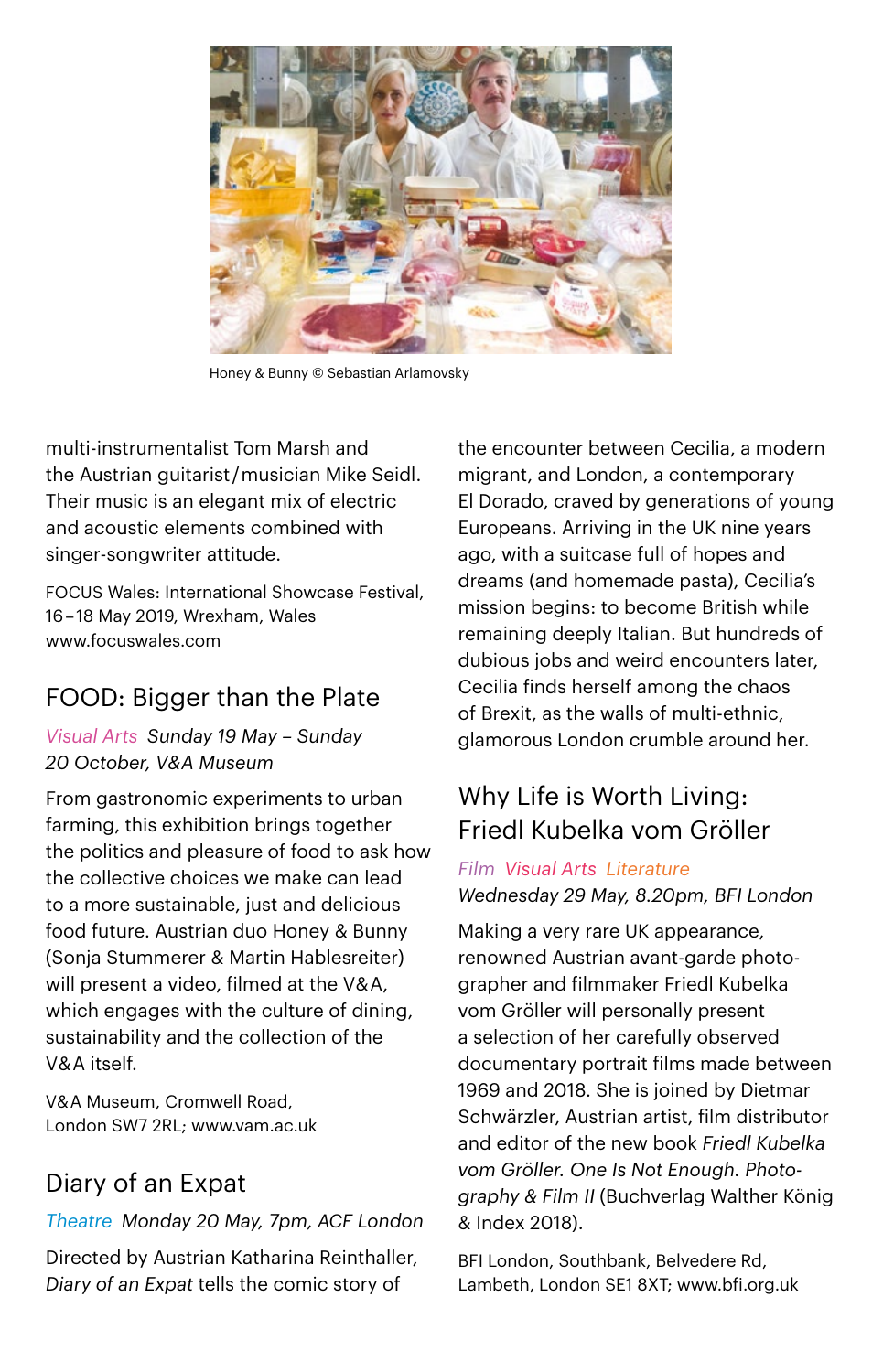Honey & Bunny © Sebastian Arlamovsky

multi-instrumentalist Tom Marsh and the Austrian guitarist/musician Mike Seidl. Their music is an elegant mix of electric and acoustic elements combined with singer-songwriter attitude.

FOCUS Wales: International Showcase Festival, 16–18 May 2019, Wrexham, Wales
www.focuswales.com

## FOOD: Bigger than the Plate

*Visual Arts Sunday 19 May – Sunday 20 October, V&A Museum*

From gastronomic experiments to urban farming, this exhibition brings together the politics and pleasure of food to ask how the collective choices we make can lead to a more sustainable, just and delicious food future. Austrian duo Honey & Bunny (Sonja Stummerer & Martin Hablesreiter) will present a video, filmed at the V&A, which engages with the culture of dining, sustainability and the collection of the V&A itself.

V&A Museum, Cromwell Road, London SW7 2RL; www.vam.ac.uk

## Diary of an Expat

*Theatre Monday 20 May, 7pm, ACF London*

Directed by Austrian Katharina Reinthaller, *Diary of an Expat* tells the comic story of the encounter between Cecilia, a modern migrant, and London, a contemporary El Dorado, craved by generations of young Europeans. Arriving in the UK nine years ago, with a suitcase full of hopes and dreams (and homemade pasta), Cecilia's mission begins: to become British while remaining deeply Italian. But hundreds of dubious jobs and weird encounters later, Cecilia finds herself among the chaos of Brexit, as the walls of multi-ethnic, glamorous London crumble around her.

## Why Life is Worth Living: Friedl Kubelka vom Gröller

*Film Visual Arts Literature*
*Wednesday 29 May, 8.20pm, BFI London*

Making a very rare UK appearance, renowned Austrian avant-garde photographer and filmmaker Friedl Kubelka vom Gröller will personally present a selection of her carefully observed documentary portrait films made between 1969 and 2018. She is joined by Dietmar Schwärzler, Austrian artist, film distributor and editor of the new book *Friedl Kubelka vom Gröller. One Is Not Enough. Photography & Film II* (Buchverlag Walther König & Index 2018).

BFI London, Southbank, Belvedere Rd, Lambeth, London SE1 8XT; www.bfi.org.uk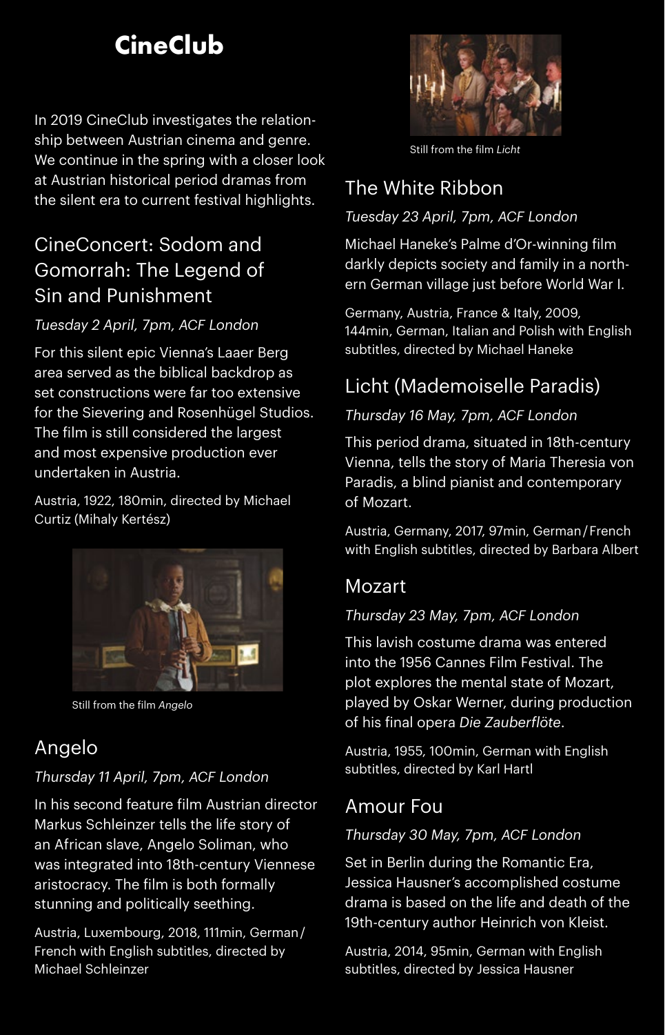# CineClub

In 2019 CineClub investigates the relationship between Austrian cinema and genre. We continue in the spring with a closer look at Austrian historical period dramas from the silent era to current festival highlights.

## CineConcert: Sodom and Gomorrah: The Legend of Sin and Punishment

*Tuesday 2 April, 7pm, ACF London*

For this silent epic Vienna's Laaer Berg area served as the biblical backdrop as set constructions were far too extensive for the Sievering and Rosenhügel Studios. The film is still considered the largest and most expensive production ever undertaken in Austria.

Austria, 1922, 180min, directed by Michael Curtiz (Mihaly Kertész)

Still from the film *Angelo*

## Angelo

*Thursday 11 April, 7pm, ACF London*

In his second feature film Austrian director Markus Schleinzer tells the life story of an African slave, Angelo Soliman, who was integrated into 18th-century Viennese aristocracy. The film is both formally stunning and politically seething.

Austria, Luxembourg, 2018, 111min, German/French with English subtitles, directed by Michael Schleinzer

Still from the film *Licht*

## The White Ribbon

*Tuesday 23 April, 7pm, ACF London*

Michael Haneke's Palme d'Or-winning film darkly depicts society and family in a northern German village just before World War I.

Germany, Austria, France & Italy, 2009, 144min, German, Italian and Polish with English subtitles, directed by Michael Haneke

## Licht (Mademoiselle Paradis)

*Thursday 16 May, 7pm, ACF London*

This period drama, situated in 18th-century Vienna, tells the story of Maria Theresia von Paradis, a blind pianist and contemporary of Mozart.

Austria, Germany, 2017, 97min, German/French with English subtitles, directed by Barbara Albert

## Mozart

*Thursday 23 May, 7pm, ACF London*

This lavish costume drama was entered into the 1956 Cannes Film Festival. The plot explores the mental state of Mozart, played by Oskar Werner, during production of his final opera *Die Zauberflöte*.

Austria, 1955, 100min, German with English subtitles, directed by Karl Hartl

## Amour Fou

*Thursday 30 May, 7pm, ACF London*

Set in Berlin during the Romantic Era, Jessica Hausner's accomplished costume drama is based on the life and death of the 19th-century author Heinrich von Kleist.

Austria, 2014, 95min, German with English subtitles, directed by Jessica Hausner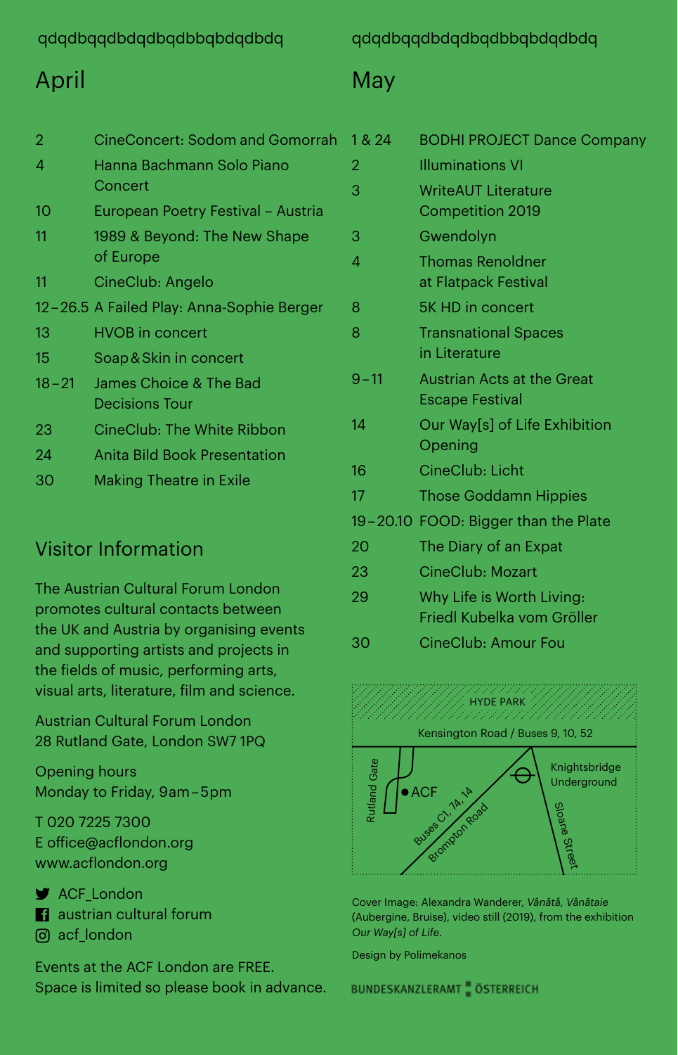qdqdbqqdbdqdbqdbbqbdqdbdq

## April

| | |
|---|---|
| 2 | CineConcert: Sodom and Gomorrah |
| 4 | Hanna Bachmann Solo Piano Concert |
| 10 | European Poetry Festival – Austria |
| 11 | 1989 & Beyond: The New Shape of Europe |
| 11 | CineClub: Angelo |
| 12–26.5 | A Failed Play: Anna-Sophie Berger |
| 13 | HVOB in concert |
| 15 | Soap & Skin in concert |
| 18–21 | James Choice & The Bad Decisions Tour |
| 23 | CineClub: The White Ribbon |
| 24 | Anita Bild Book Presentation |
| 30 | Making Theatre in Exile |

## Visitor Information

The Austrian Cultural Forum London promotes cultural contacts between the UK and Austria by organising events and supporting artists and projects in the fields of music, performing arts, visual arts, literature, film and science.

Austrian Cultural Forum London
28 Rutland Gate, London SW7 1PQ

Opening hours
Monday to Friday, 9am–5pm

T 020 7225 7300
E office@acflondon.org
www.acflondon.org

ACF_London
austrian cultural forum
acf_london

Events at the ACF London are FREE.
Space is limited so please book in advance.

qdqdbqqdbdqdbqdbbqbdqdbdq

## May

| | |
|---|---|
| 1 & 24 | BODHI PROJECT Dance Company |
| 2 | Illuminations VI |
| 3 | WriteAUT Literature Competition 2019 |
| 3 | Gwendolyn |
| 4 | Thomas Renoldner at Flatpack Festival |
| 8 | 5K HD in concert |
| 8 | Transnational Spaces in Literature |
| 9–11 | Austrian Acts at the Great Escape Festival |
| 14 | Our Way[s] of Life Exhibition Opening |
| 16 | CineClub: Licht |
| 17 | Those Goddamn Hippies |
| 19–20.10 | FOOD: Bigger than the Plate |
| 20 | The Diary of an Expat |
| 23 | CineClub: Mozart |
| 29 | Why Life is Worth Living: Friedl Kubelka vom Gröller |
| 30 | CineClub: Amour Fou |

HYDE PARK
Kensington Road / Buses 9, 10, 52
Rutland Gate
ACF
Buses C1, 74, 14
Brompton Road
Knightsbridge Underground
Sloane Street

Cover Image: Alexandra Wanderer, *Vânătă, Vânătaie* (Aubergine, Bruise), video still (2019), from the exhibition *Our Way[s] of Life.*

Design by Polimekanos

BUNDESKANZLERAMT ÖSTERREICH